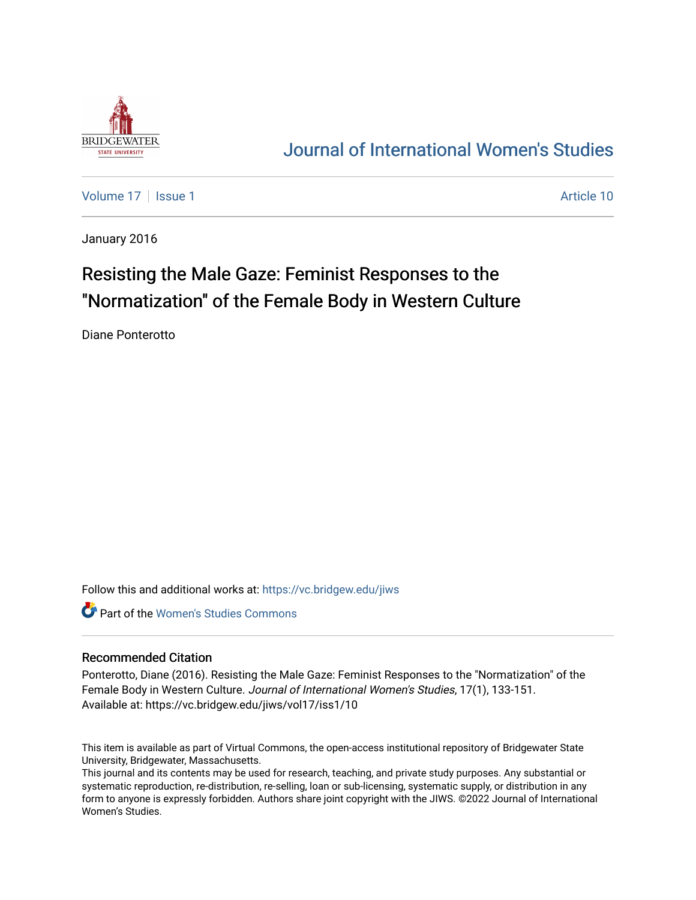# Journal of International Women's Studies

Volume 17 | Issue 1 | Article 10

January 2016

## Resisting the Male Gaze: Feminist Responses to the "Normatization" of the Female Body in Western Culture

Diane Ponterotto

Follow this and additional works at: https://vc.bridgew.edu/jiws

Part of the Women's Studies Commons

### Recommended Citation

Ponterotto, Diane (2016). Resisting the Male Gaze: Feminist Responses to the "Normatization" of the Female Body in Western Culture. *Journal of International Women's Studies*, 17(1), 133-151.
Available at: https://vc.bridgew.edu/jiws/vol17/iss1/10

This item is available as part of Virtual Commons, the open-access institutional repository of Bridgewater State University, Bridgewater, Massachusetts.
This journal and its contents may be used for research, teaching, and private study purposes. Any substantial or systematic reproduction, re-distribution, re-selling, loan or sub-licensing, systematic supply, or distribution in any form to anyone is expressly forbidden. Authors share joint copyright with the JIWS. ©2022 Journal of International Women's Studies.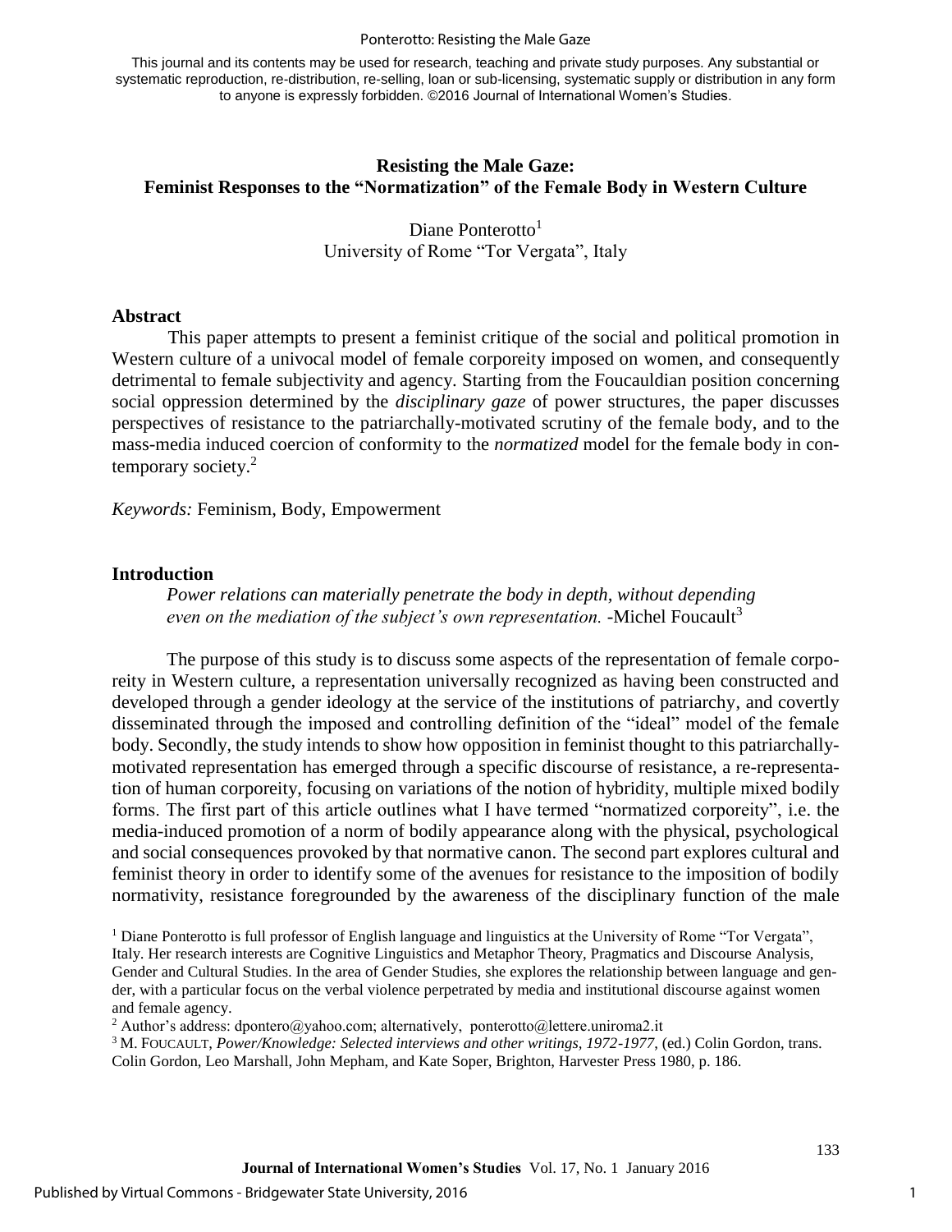**Resisting the Male Gaze:**
**Feminist Responses to the "Normatization" of the Female Body in Western Culture**

Diane Ponterotto[1]
University of Rome "Tor Vergata", Italy

## Abstract

This paper attempts to present a feminist critique of the social and political promotion in Western culture of a univocal model of female corporeity imposed on women, and consequently detrimental to female subjectivity and agency. Starting from the Foucauldian position concerning social oppression determined by the *disciplinary gaze* of power structures, the paper discusses perspectives of resistance to the patriarchally-motivated scrutiny of the female body, and to the mass-media induced coercion of conformity to the *normatized* model for the female body in contemporary society.[2]

*Keywords:* Feminism, Body, Empowerment

## Introduction

*Power relations can materially penetrate the body in depth, without depending even on the mediation of the subject's own representation.* -Michel Foucault[3]

The purpose of this study is to discuss some aspects of the representation of female corporeity in Western culture, a representation universally recognized as having been constructed and developed through a gender ideology at the service of the institutions of patriarchy, and covertly disseminated through the imposed and controlling definition of the "ideal" model of the female body. Secondly, the study intends to show how opposition in feminist thought to this patriarchally-motivated representation has emerged through a specific discourse of resistance, a re-representation of human corporeity, focusing on variations of the notion of hybridity, multiple mixed bodily forms. The first part of this article outlines what I have termed "normatized corporeity", i.e. the media-induced promotion of a norm of bodily appearance along with the physical, psychological and social consequences provoked by that normative canon. The second part explores cultural and feminist theory in order to identify some of the avenues for resistance to the imposition of bodily normativity, resistance foregrounded by the awareness of the disciplinary function of the male

---

[1] Diane Ponterotto is full professor of English language and linguistics at the University of Rome "Tor Vergata", Italy. Her research interests are Cognitive Linguistics and Metaphor Theory, Pragmatics and Discourse Analysis, Gender and Cultural Studies. In the area of Gender Studies, she explores the relationship between language and gender, with a particular focus on the verbal violence perpetrated by media and institutional discourse against women and female agency.

[2] Author's address: dpontero@yahoo.com; alternatively, ponterotto@lettere.uniroma2.it

[3] M. FOUCAULT, *Power/Knowledge: Selected interviews and other writings, 1972-1977*, (ed.) Colin Gordon, trans. Colin Gordon, Leo Marshall, John Mepham, and Kate Soper, Brighton, Harvester Press 1980, p. 186.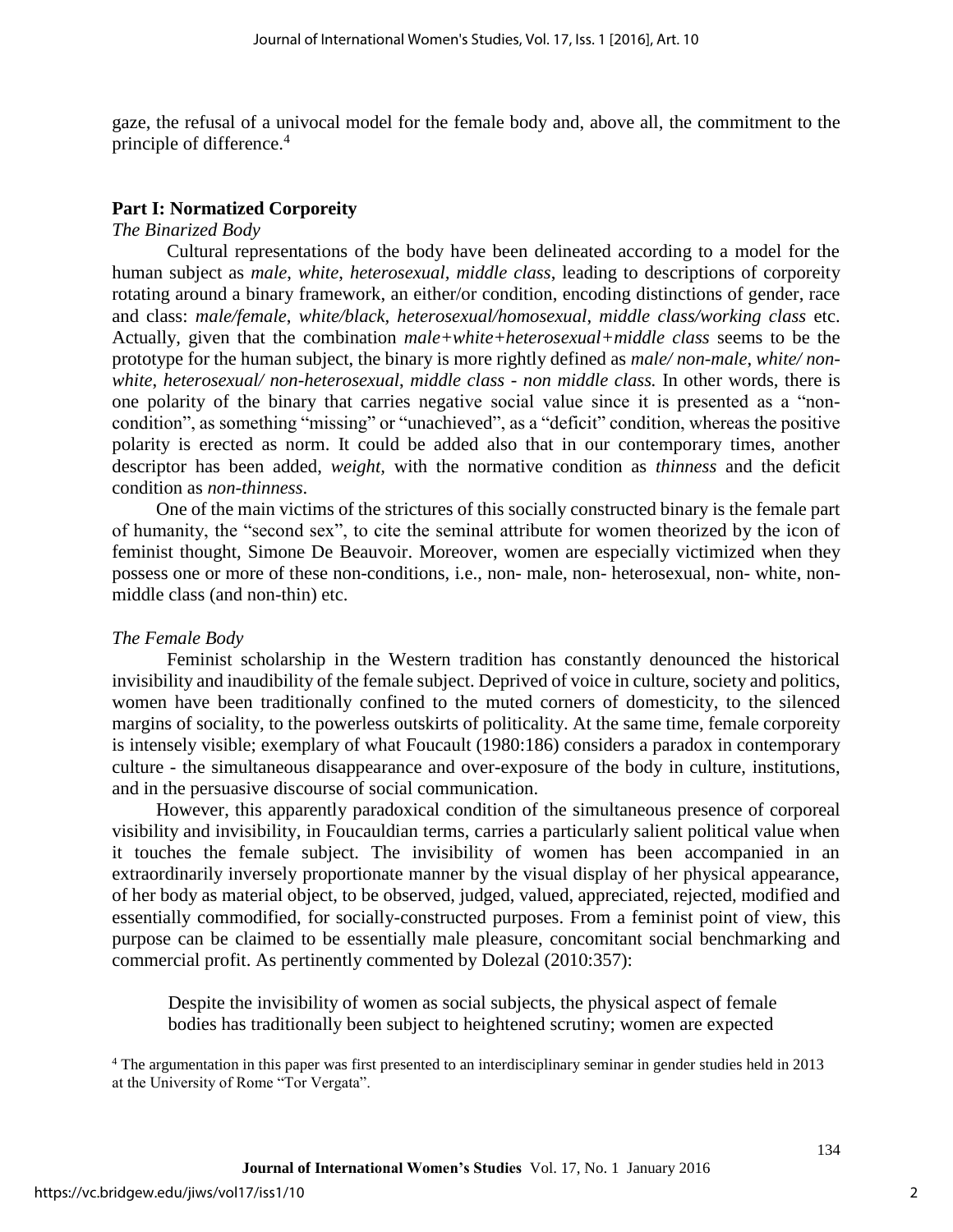gaze, the refusal of a univocal model for the female body and, above all, the commitment to the principle of difference.[4]

## Part I: Normatized Corporeity

### *The Binarized Body*

Cultural representations of the body have been delineated according to a model for the human subject as *male*, *white*, *heterosexual*, *middle class*, leading to descriptions of corporeity rotating around a binary framework, an either/or condition, encoding distinctions of gender, race and class: *male/female*, *white/black, heterosexual/homosexual*, *middle class/working class* etc. Actually, given that the combination *male+white+heterosexual+middle class* seems to be the prototype for the human subject, the binary is more rightly defined as *male/ non-male*, *white/ non-white*, *heterosexual/ non-heterosexual*, *middle class - non middle class.* In other words, there is one polarity of the binary that carries negative social value since it is presented as a "non-condition", as something "missing" or "unachieved", as a "deficit" condition, whereas the positive polarity is erected as norm. It could be added also that in our contemporary times, another descriptor has been added, *weight,* with the normative condition as *thinness* and the deficit condition as *non-thinness*.

One of the main victims of the strictures of this socially constructed binary is the female part of humanity, the "second sex", to cite the seminal attribute for women theorized by the icon of feminist thought, Simone De Beauvoir. Moreover, women are especially victimized when they possess one or more of these non-conditions, i.e., non- male, non- heterosexual, non- white, non-middle class (and non-thin) etc.

### *The Female Body*

Feminist scholarship in the Western tradition has constantly denounced the historical invisibility and inaudibility of the female subject. Deprived of voice in culture, society and politics, women have been traditionally confined to the muted corners of domesticity, to the silenced margins of sociality, to the powerless outskirts of politicality. At the same time, female corporeity is intensely visible; exemplary of what Foucault (1980:186) considers a paradox in contemporary culture - the simultaneous disappearance and over-exposure of the body in culture, institutions, and in the persuasive discourse of social communication.

However, this apparently paradoxical condition of the simultaneous presence of corporeal visibility and invisibility, in Foucauldian terms, carries a particularly salient political value when it touches the female subject. The invisibility of women has been accompanied in an extraordinarily inversely proportionate manner by the visual display of her physical appearance, of her body as material object, to be observed, judged, valued, appreciated, rejected, modified and essentially commodified, for socially-constructed purposes. From a feminist point of view, this purpose can be claimed to be essentially male pleasure, concomitant social benchmarking and commercial profit. As pertinently commented by Dolezal (2010:357):

> Despite the invisibility of women as social subjects, the physical aspect of female bodies has traditionally been subject to heightened scrutiny; women are expected

[4] The argumentation in this paper was first presented to an interdisciplinary seminar in gender studies held in 2013 at the University of Rome "Tor Vergata".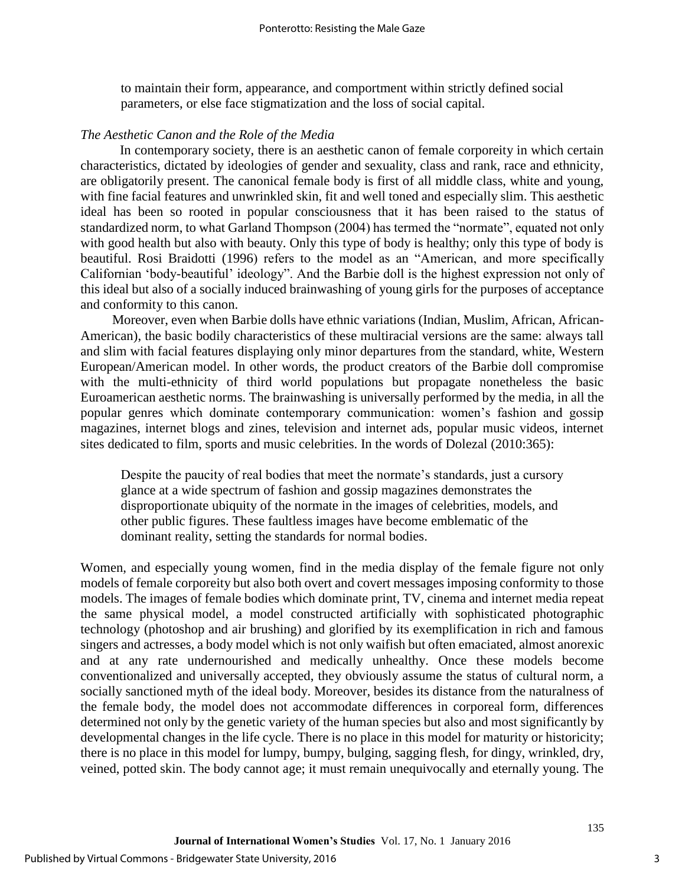to maintain their form, appearance, and comportment within strictly defined social parameters, or else face stigmatization and the loss of social capital.

### *The Aesthetic Canon and the Role of the Media*

In contemporary society, there is an aesthetic canon of female corporeity in which certain characteristics, dictated by ideologies of gender and sexuality, class and rank, race and ethnicity, are obligatorily present. The canonical female body is first of all middle class, white and young, with fine facial features and unwrinkled skin, fit and well toned and especially slim. This aesthetic ideal has been so rooted in popular consciousness that it has been raised to the status of standardized norm, to what Garland Thompson (2004) has termed the "normate", equated not only with good health but also with beauty. Only this type of body is healthy; only this type of body is beautiful. Rosi Braidotti (1996) refers to the model as an "American, and more specifically Californian 'body-beautiful' ideology". And the Barbie doll is the highest expression not only of this ideal but also of a socially induced brainwashing of young girls for the purposes of acceptance and conformity to this canon.

Moreover, even when Barbie dolls have ethnic variations (Indian, Muslim, African, African-American), the basic bodily characteristics of these multiracial versions are the same: always tall and slim with facial features displaying only minor departures from the standard, white, Western European/American model. In other words, the product creators of the Barbie doll compromise with the multi-ethnicity of third world populations but propagate nonetheless the basic Euroamerican aesthetic norms. The brainwashing is universally performed by the media, in all the popular genres which dominate contemporary communication: women's fashion and gossip magazines, internet blogs and zines, television and internet ads, popular music videos, internet sites dedicated to film, sports and music celebrities. In the words of Dolezal (2010:365):

> Despite the paucity of real bodies that meet the normate's standards, just a cursory glance at a wide spectrum of fashion and gossip magazines demonstrates the disproportionate ubiquity of the normate in the images of celebrities, models, and other public figures. These faultless images have become emblematic of the dominant reality, setting the standards for normal bodies.

Women, and especially young women, find in the media display of the female figure not only models of female corporeity but also both overt and covert messages imposing conformity to those models. The images of female bodies which dominate print, TV, cinema and internet media repeat the same physical model, a model constructed artificially with sophisticated photographic technology (photoshop and air brushing) and glorified by its exemplification in rich and famous singers and actresses, a body model which is not only waifish but often emaciated, almost anorexic and at any rate undernourished and medically unhealthy. Once these models become conventionalized and universally accepted, they obviously assume the status of cultural norm, a socially sanctioned myth of the ideal body. Moreover, besides its distance from the naturalness of the female body, the model does not accommodate differences in corporeal form, differences determined not only by the genetic variety of the human species but also and most significantly by developmental changes in the life cycle. There is no place in this model for maturity or historicity; there is no place in this model for lumpy, bumpy, bulging, sagging flesh, for dingy, wrinkled, dry, veined, potted skin. The body cannot age; it must remain unequivocally and eternally young. The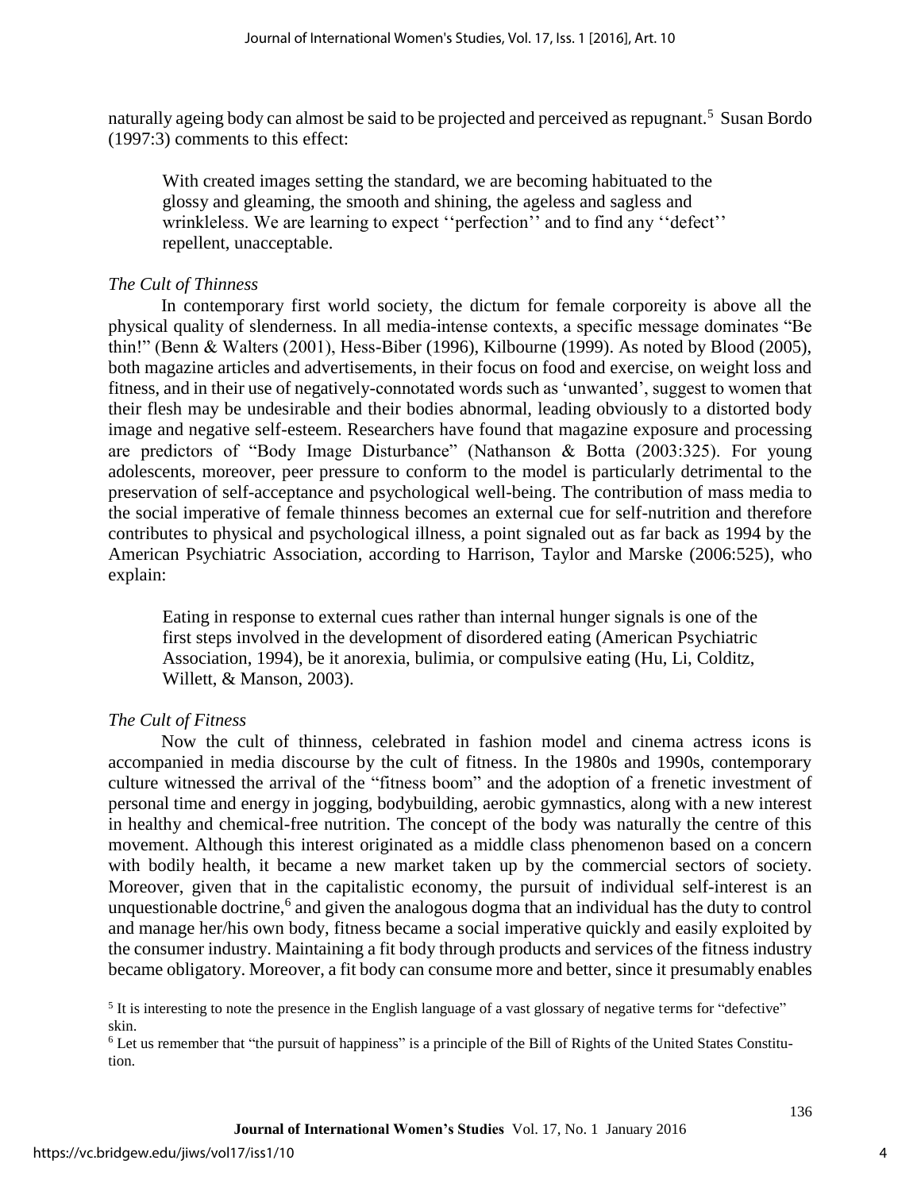naturally ageing body can almost be said to be projected and perceived as repugnant.[5] Susan Bordo (1997:3) comments to this effect:

> With created images setting the standard, we are becoming habituated to the glossy and gleaming, the smooth and shining, the ageless and sagless and wrinkleless. We are learning to expect ''perfection'' and to find any ''defect'' repellent, unacceptable.

*The Cult of Thinness*

In contemporary first world society, the dictum for female corporeity is above all the physical quality of slenderness. In all media-intense contexts, a specific message dominates "Be thin!" (Benn & Walters (2001), Hess-Biber (1996), Kilbourne (1999). As noted by Blood (2005), both magazine articles and advertisements, in their focus on food and exercise, on weight loss and fitness, and in their use of negatively-connotated words such as 'unwanted', suggest to women that their flesh may be undesirable and their bodies abnormal, leading obviously to a distorted body image and negative self-esteem. Researchers have found that magazine exposure and processing are predictors of "Body Image Disturbance" (Nathanson & Botta (2003:325). For young adolescents, moreover, peer pressure to conform to the model is particularly detrimental to the preservation of self-acceptance and psychological well-being. The contribution of mass media to the social imperative of female thinness becomes an external cue for self-nutrition and therefore contributes to physical and psychological illness, a point signaled out as far back as 1994 by the American Psychiatric Association, according to Harrison, Taylor and Marske (2006:525), who explain:

> Eating in response to external cues rather than internal hunger signals is one of the first steps involved in the development of disordered eating (American Psychiatric Association, 1994), be it anorexia, bulimia, or compulsive eating (Hu, Li, Colditz, Willett, & Manson, 2003).

*The Cult of Fitness*

Now the cult of thinness, celebrated in fashion model and cinema actress icons is accompanied in media discourse by the cult of fitness. In the 1980s and 1990s, contemporary culture witnessed the arrival of the "fitness boom" and the adoption of a frenetic investment of personal time and energy in jogging, bodybuilding, aerobic gymnastics, along with a new interest in healthy and chemical-free nutrition. The concept of the body was naturally the centre of this movement. Although this interest originated as a middle class phenomenon based on a concern with bodily health, it became a new market taken up by the commercial sectors of society. Moreover, given that in the capitalistic economy, the pursuit of individual self-interest is an unquestionable doctrine,[6] and given the analogous dogma that an individual has the duty to control and manage her/his own body, fitness became a social imperative quickly and easily exploited by the consumer industry. Maintaining a fit body through products and services of the fitness industry became obligatory. Moreover, a fit body can consume more and better, since it presumably enables

[5] It is interesting to note the presence in the English language of a vast glossary of negative terms for "defective" skin.

[6] Let us remember that "the pursuit of happiness" is a principle of the Bill of Rights of the United States Constitution.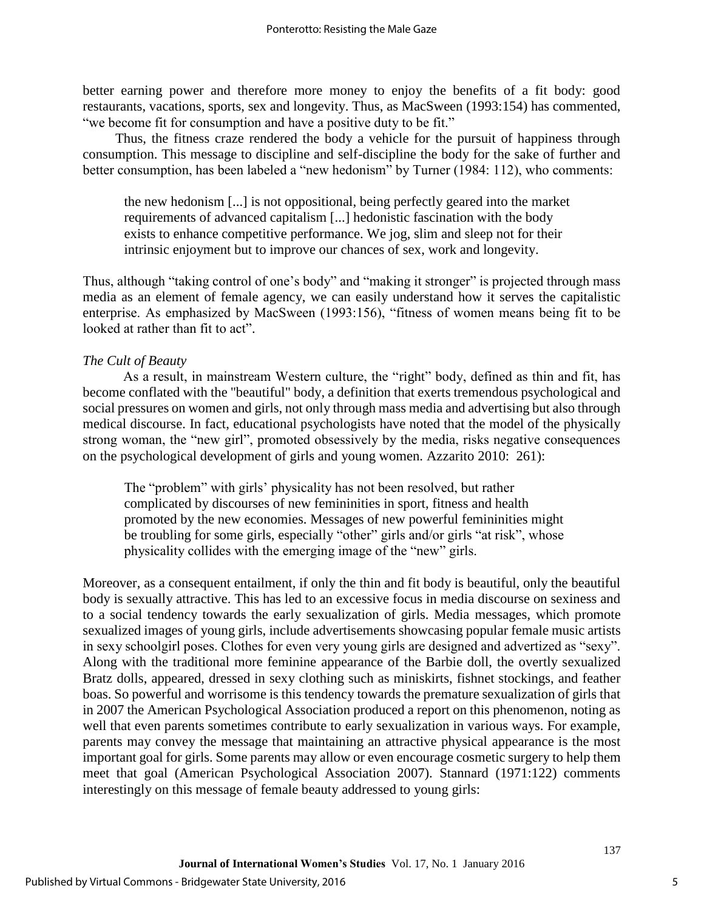better earning power and therefore more money to enjoy the benefits of a fit body: good restaurants, vacations, sports, sex and longevity. Thus, as MacSween (1993:154) has commented, "we become fit for consumption and have a positive duty to be fit."

Thus, the fitness craze rendered the body a vehicle for the pursuit of happiness through consumption. This message to discipline and self-discipline the body for the sake of further and better consumption, has been labeled a "new hedonism" by Turner (1984: 112), who comments:

> the new hedonism [...] is not oppositional, being perfectly geared into the market requirements of advanced capitalism [...] hedonistic fascination with the body exists to enhance competitive performance. We jog, slim and sleep not for their intrinsic enjoyment but to improve our chances of sex, work and longevity.

Thus, although "taking control of one's body" and "making it stronger" is projected through mass media as an element of female agency, we can easily understand how it serves the capitalistic enterprise. As emphasized by MacSween (1993:156), "fitness of women means being fit to be looked at rather than fit to act".

*The Cult of Beauty*

As a result, in mainstream Western culture, the "right" body, defined as thin and fit, has become conflated with the "beautiful" body, a definition that exerts tremendous psychological and social pressures on women and girls, not only through mass media and advertising but also through medical discourse. In fact, educational psychologists have noted that the model of the physically strong woman, the "new girl", promoted obsessively by the media, risks negative consequences on the psychological development of girls and young women. Azzarito 2010: 261):

> The "problem" with girls' physicality has not been resolved, but rather complicated by discourses of new femininities in sport, fitness and health promoted by the new economies. Messages of new powerful femininities might be troubling for some girls, especially "other" girls and/or girls "at risk", whose physicality collides with the emerging image of the "new" girls.

Moreover, as a consequent entailment, if only the thin and fit body is beautiful, only the beautiful body is sexually attractive. This has led to an excessive focus in media discourse on sexiness and to a social tendency towards the early sexualization of girls. Media messages, which promote sexualized images of young girls, include advertisements showcasing popular female music artists in sexy schoolgirl poses. Clothes for even very young girls are designed and advertized as "sexy". Along with the traditional more feminine appearance of the Barbie doll, the overtly sexualized Bratz dolls, appeared, dressed in sexy clothing such as miniskirts, fishnet stockings, and feather boas. So powerful and worrisome is this tendency towards the premature sexualization of girls that in 2007 the American Psychological Association produced a report on this phenomenon, noting as well that even parents sometimes contribute to early sexualization in various ways. For example, parents may convey the message that maintaining an attractive physical appearance is the most important goal for girls. Some parents may allow or even encourage cosmetic surgery to help them meet that goal (American Psychological Association 2007). Stannard (1971:122) comments interestingly on this message of female beauty addressed to young girls: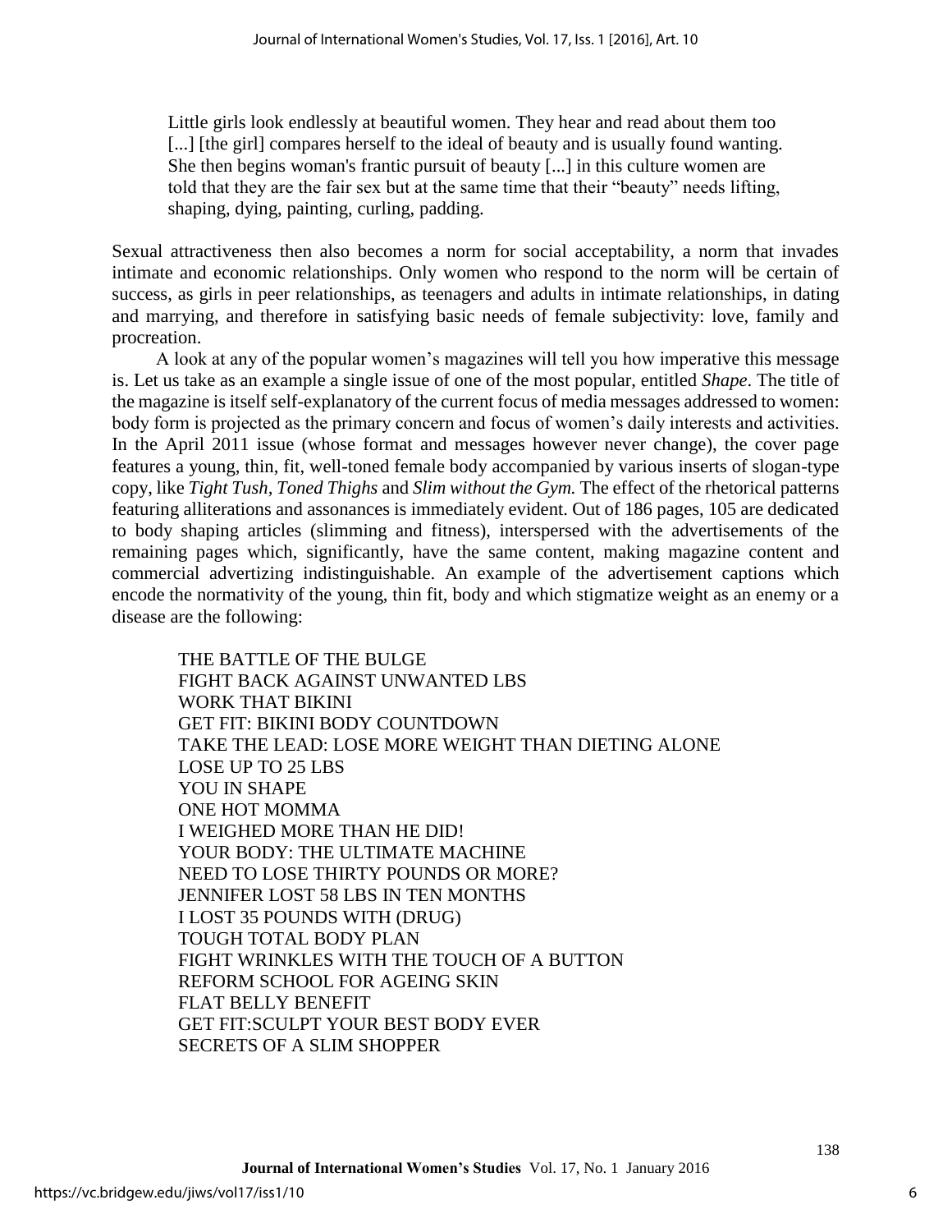> Little girls look endlessly at beautiful women. They hear and read about them too [...] [the girl] compares herself to the ideal of beauty and is usually found wanting. She then begins woman's frantic pursuit of beauty [...] in this culture women are told that they are the fair sex but at the same time that their "beauty" needs lifting, shaping, dying, painting, curling, padding.

Sexual attractiveness then also becomes a norm for social acceptability, a norm that invades intimate and economic relationships. Only women who respond to the norm will be certain of success, as girls in peer relationships, as teenagers and adults in intimate relationships, in dating and marrying, and therefore in satisfying basic needs of female subjectivity: love, family and procreation.

A look at any of the popular women's magazines will tell you how imperative this message is. Let us take as an example a single issue of one of the most popular, entitled *Shape*. The title of the magazine is itself self-explanatory of the current focus of media messages addressed to women: body form is projected as the primary concern and focus of women's daily interests and activities. In the April 2011 issue (whose format and messages however never change), the cover page features a young, thin, fit, well-toned female body accompanied by various inserts of slogan-type copy, like *Tight Tush*, *Toned Thighs* and *Slim without the Gym.* The effect of the rhetorical patterns featuring alliterations and assonances is immediately evident. Out of 186 pages, 105 are dedicated to body shaping articles (slimming and fitness), interspersed with the advertisements of the remaining pages which, significantly, have the same content, making magazine content and commercial advertizing indistinguishable. An example of the advertisement captions which encode the normativity of the young, thin fit, body and which stigmatize weight as an enemy or a disease are the following:

> THE BATTLE OF THE BULGE
> FIGHT BACK AGAINST UNWANTED LBS
> WORK THAT BIKINI
> GET FIT: BIKINI BODY COUNTDOWN
> TAKE THE LEAD: LOSE MORE WEIGHT THAN DIETING ALONE
> LOSE UP TO 25 LBS
> YOU IN SHAPE
> ONE HOT MOMMA
> I WEIGHED MORE THAN HE DID!
> YOUR BODY: THE ULTIMATE MACHINE
> NEED TO LOSE THIRTY POUNDS OR MORE?
> JENNIFER LOST 58 LBS IN TEN MONTHS
> I LOST 35 POUNDS WITH (DRUG)
> TOUGH TOTAL BODY PLAN
> FIGHT WRINKLES WITH THE TOUCH OF A BUTTON
> REFORM SCHOOL FOR AGEING SKIN
> FLAT BELLY BENEFIT
> GET FIT:SCULPT YOUR BEST BODY EVER
> SECRETS OF A SLIM SHOPPER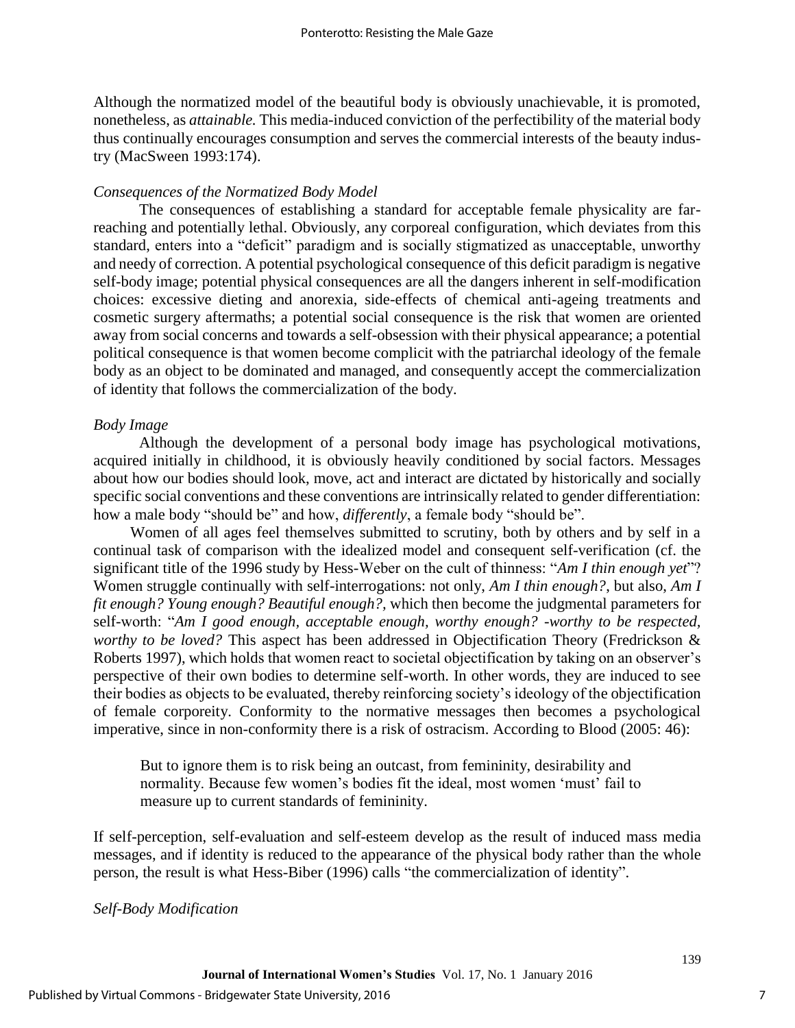Although the normatized model of the beautiful body is obviously unachievable, it is promoted, nonetheless, as *attainable.* This media-induced conviction of the perfectibility of the material body thus continually encourages consumption and serves the commercial interests of the beauty industry (MacSween 1993:174).

*Consequences of the Normatized Body Model*

The consequences of establishing a standard for acceptable female physicality are far-reaching and potentially lethal. Obviously, any corporeal configuration, which deviates from this standard, enters into a "deficit" paradigm and is socially stigmatized as unacceptable, unworthy and needy of correction. A potential psychological consequence of this deficit paradigm is negative self-body image; potential physical consequences are all the dangers inherent in self-modification choices: excessive dieting and anorexia, side-effects of chemical anti-ageing treatments and cosmetic surgery aftermaths; a potential social consequence is the risk that women are oriented away from social concerns and towards a self-obsession with their physical appearance; a potential political consequence is that women become complicit with the patriarchal ideology of the female body as an object to be dominated and managed, and consequently accept the commercialization of identity that follows the commercialization of the body.

*Body Image*

Although the development of a personal body image has psychological motivations, acquired initially in childhood, it is obviously heavily conditioned by social factors. Messages about how our bodies should look, move, act and interact are dictated by historically and socially specific social conventions and these conventions are intrinsically related to gender differentiation: how a male body "should be" and how, *differently*, a female body "should be".

Women of all ages feel themselves submitted to scrutiny, both by others and by self in a continual task of comparison with the idealized model and consequent self-verification (cf. the significant title of the 1996 study by Hess-Weber on the cult of thinness: "*Am I thin enough yet*"? Women struggle continually with self-interrogations: not only, *Am I thin enough?*, but also, *Am I fit enough? Young enough? Beautiful enough?*, which then become the judgmental parameters for self-worth: "*Am I good enough, acceptable enough, worthy enough? -worthy to be respected, worthy to be loved?* This aspect has been addressed in Objectification Theory (Fredrickson & Roberts 1997), which holds that women react to societal objectification by taking on an observer's perspective of their own bodies to determine self-worth. In other words, they are induced to see their bodies as objects to be evaluated, thereby reinforcing society's ideology of the objectification of female corporeity. Conformity to the normative messages then becomes a psychological imperative, since in non-conformity there is a risk of ostracism. According to Blood (2005: 46):

> But to ignore them is to risk being an outcast, from femininity, desirability and normality. Because few women's bodies fit the ideal, most women 'must' fail to measure up to current standards of femininity.

If self-perception, self-evaluation and self-esteem develop as the result of induced mass media messages, and if identity is reduced to the appearance of the physical body rather than the whole person, the result is what Hess-Biber (1996) calls "the commercialization of identity".

*Self-Body Modification*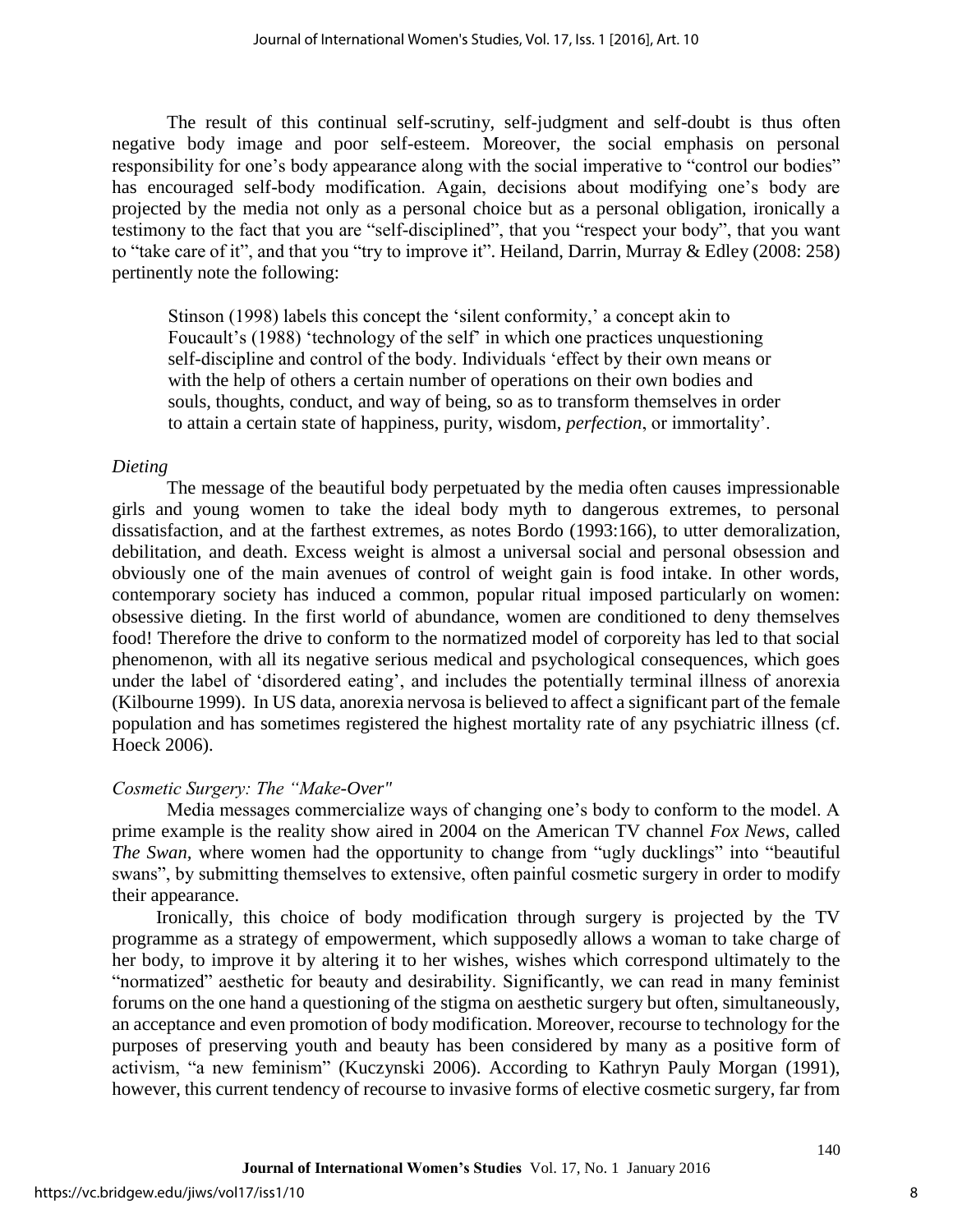The result of this continual self-scrutiny, self-judgment and self-doubt is thus often negative body image and poor self-esteem. Moreover, the social emphasis on personal responsibility for one's body appearance along with the social imperative to "control our bodies" has encouraged self-body modification. Again, decisions about modifying one's body are projected by the media not only as a personal choice but as a personal obligation, ironically a testimony to the fact that you are "self-disciplined", that you "respect your body", that you want to "take care of it", and that you "try to improve it". Heiland, Darrin, Murray & Edley (2008: 258) pertinently note the following:

> Stinson (1998) labels this concept the 'silent conformity,' a concept akin to Foucault's (1988) 'technology of the self' in which one practices unquestioning self-discipline and control of the body. Individuals 'effect by their own means or with the help of others a certain number of operations on their own bodies and souls, thoughts, conduct, and way of being, so as to transform themselves in order to attain a certain state of happiness, purity, wisdom, *perfection*, or immortality'.

### *Dieting*

The message of the beautiful body perpetuated by the media often causes impressionable girls and young women to take the ideal body myth to dangerous extremes, to personal dissatisfaction, and at the farthest extremes, as notes Bordo (1993:166), to utter demoralization, debilitation, and death. Excess weight is almost a universal social and personal obsession and obviously one of the main avenues of control of weight gain is food intake. In other words, contemporary society has induced a common, popular ritual imposed particularly on women: obsessive dieting. In the first world of abundance, women are conditioned to deny themselves food! Therefore the drive to conform to the normatized model of corporeity has led to that social phenomenon, with all its negative serious medical and psychological consequences, which goes under the label of 'disordered eating', and includes the potentially terminal illness of anorexia (Kilbourne 1999). In US data, anorexia nervosa is believed to affect a significant part of the female population and has sometimes registered the highest mortality rate of any psychiatric illness (cf. Hoeck 2006).

### *Cosmetic Surgery: The "Make-Over"*

Media messages commercialize ways of changing one's body to conform to the model. A prime example is the reality show aired in 2004 on the American TV channel *Fox News*, called *The Swan*, where women had the opportunity to change from "ugly ducklings" into "beautiful swans", by submitting themselves to extensive, often painful cosmetic surgery in order to modify their appearance.

Ironically, this choice of body modification through surgery is projected by the TV programme as a strategy of empowerment, which supposedly allows a woman to take charge of her body, to improve it by altering it to her wishes, wishes which correspond ultimately to the "normatized" aesthetic for beauty and desirability. Significantly, we can read in many feminist forums on the one hand a questioning of the stigma on aesthetic surgery but often, simultaneously, an acceptance and even promotion of body modification. Moreover, recourse to technology for the purposes of preserving youth and beauty has been considered by many as a positive form of activism, "a new feminism" (Kuczynski 2006). According to Kathryn Pauly Morgan (1991), however, this current tendency of recourse to invasive forms of elective cosmetic surgery, far from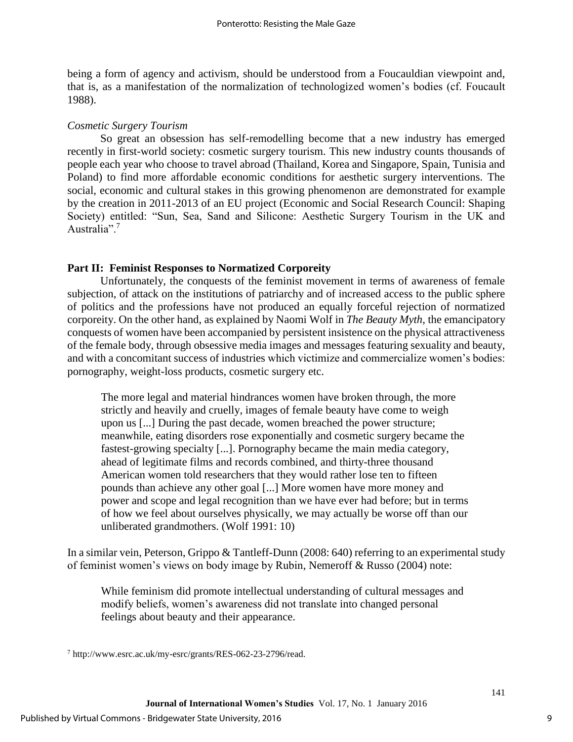being a form of agency and activism, should be understood from a Foucauldian viewpoint and, that is, as a manifestation of the normalization of technologized women's bodies (cf. Foucault 1988).

*Cosmetic Surgery Tourism*

So great an obsession has self-remodelling become that a new industry has emerged recently in first-world society: cosmetic surgery tourism. This new industry counts thousands of people each year who choose to travel abroad (Thailand, Korea and Singapore, Spain, Tunisia and Poland) to find more affordable economic conditions for aesthetic surgery interventions. The social, economic and cultural stakes in this growing phenomenon are demonstrated for example by the creation in 2011-2013 of an EU project (Economic and Social Research Council: Shaping Society) entitled: "Sun, Sea, Sand and Silicone: Aesthetic Surgery Tourism in the UK and Australia".[7]

## Part II: Feminist Responses to Normatized Corporeity

Unfortunately, the conquests of the feminist movement in terms of awareness of female subjection, of attack on the institutions of patriarchy and of increased access to the public sphere of politics and the professions have not produced an equally forceful rejection of normatized corporeity. On the other hand, as explained by Naomi Wolf in *The Beauty Myth*, the emancipatory conquests of women have been accompanied by persistent insistence on the physical attractiveness of the female body, through obsessive media images and messages featuring sexuality and beauty, and with a concomitant success of industries which victimize and commercialize women's bodies: pornography, weight-loss products, cosmetic surgery etc.

> The more legal and material hindrances women have broken through, the more strictly and heavily and cruelly, images of female beauty have come to weigh upon us [...] During the past decade, women breached the power structure; meanwhile, eating disorders rose exponentially and cosmetic surgery became the fastest-growing specialty [...]. Pornography became the main media category, ahead of legitimate films and records combined, and thirty-three thousand American women told researchers that they would rather lose ten to fifteen pounds than achieve any other goal [...] More women have more money and power and scope and legal recognition than we have ever had before; but in terms of how we feel about ourselves physically, we may actually be worse off than our unliberated grandmothers. (Wolf 1991: 10)

In a similar vein, Peterson, Grippo & Tantleff-Dunn (2008: 640) referring to an experimental study of feminist women's views on body image by Rubin, Nemeroff & Russo (2004) note:

> While feminism did promote intellectual understanding of cultural messages and modify beliefs, women's awareness did not translate into changed personal feelings about beauty and their appearance.

[7] http://www.esrc.ac.uk/my-esrc/grants/RES-062-23-2796/read.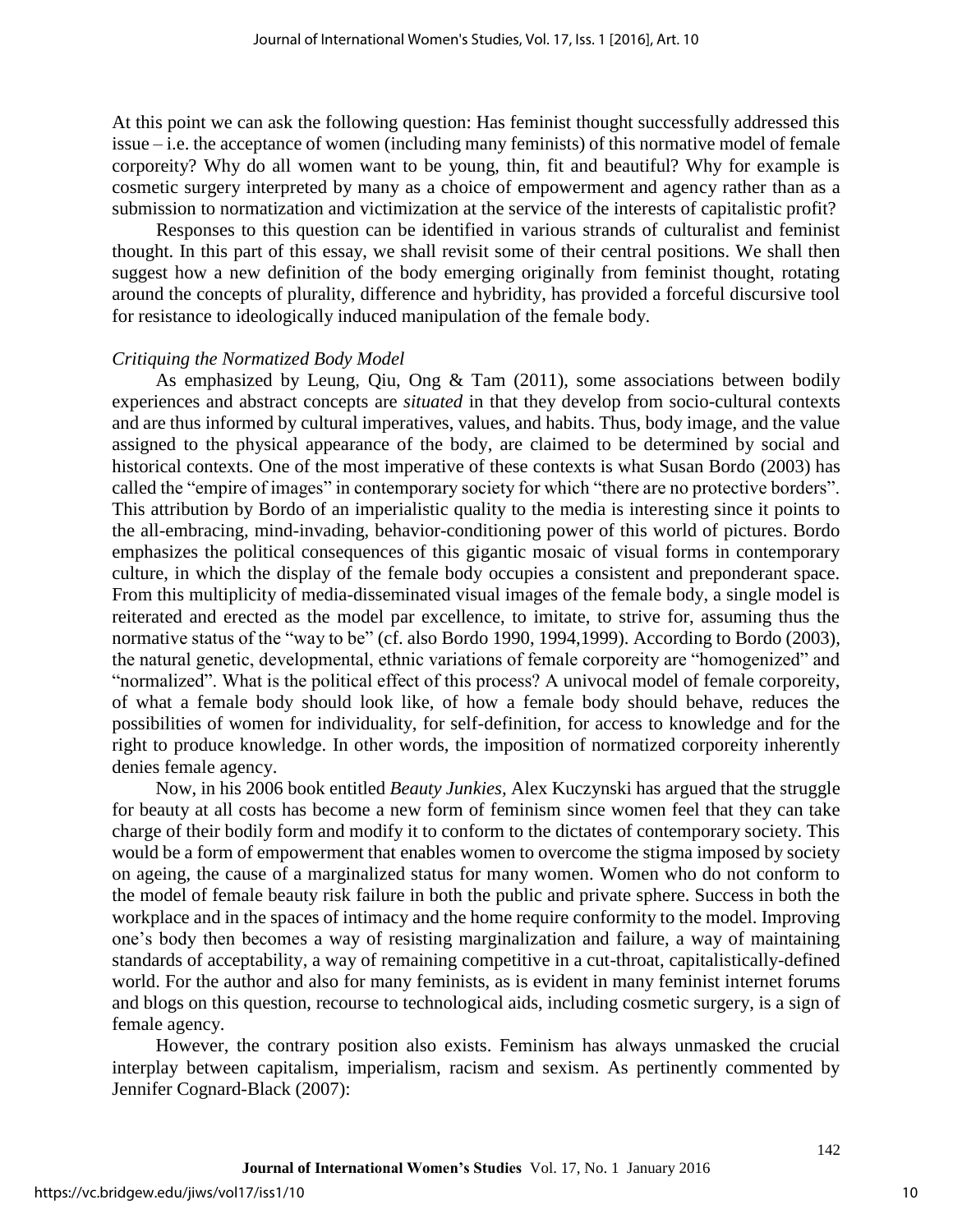At this point we can ask the following question: Has feminist thought successfully addressed this issue – i.e. the acceptance of women (including many feminists) of this normative model of female corporeity? Why do all women want to be young, thin, fit and beautiful? Why for example is cosmetic surgery interpreted by many as a choice of empowerment and agency rather than as a submission to normatization and victimization at the service of the interests of capitalistic profit?

Responses to this question can be identified in various strands of culturalist and feminist thought. In this part of this essay, we shall revisit some of their central positions. We shall then suggest how a new definition of the body emerging originally from feminist thought, rotating around the concepts of plurality, difference and hybridity, has provided a forceful discursive tool for resistance to ideologically induced manipulation of the female body.

*Critiquing the Normatized Body Model*

As emphasized by Leung, Qiu, Ong & Tam (2011), some associations between bodily experiences and abstract concepts are *situated* in that they develop from socio-cultural contexts and are thus informed by cultural imperatives, values, and habits. Thus, body image, and the value assigned to the physical appearance of the body, are claimed to be determined by social and historical contexts. One of the most imperative of these contexts is what Susan Bordo (2003) has called the "empire of images" in contemporary society for which "there are no protective borders". This attribution by Bordo of an imperialistic quality to the media is interesting since it points to the all-embracing, mind-invading, behavior-conditioning power of this world of pictures. Bordo emphasizes the political consequences of this gigantic mosaic of visual forms in contemporary culture, in which the display of the female body occupies a consistent and preponderant space. From this multiplicity of media-disseminated visual images of the female body, a single model is reiterated and erected as the model par excellence, to imitate, to strive for, assuming thus the normative status of the "way to be" (cf. also Bordo 1990, 1994,1999). According to Bordo (2003), the natural genetic, developmental, ethnic variations of female corporeity are "homogenized" and "normalized". What is the political effect of this process? A univocal model of female corporeity, of what a female body should look like, of how a female body should behave, reduces the possibilities of women for individuality, for self-definition, for access to knowledge and for the right to produce knowledge. In other words, the imposition of normatized corporeity inherently denies female agency.

Now, in his 2006 book entitled *Beauty Junkies*, Alex Kuczynski has argued that the struggle for beauty at all costs has become a new form of feminism since women feel that they can take charge of their bodily form and modify it to conform to the dictates of contemporary society. This would be a form of empowerment that enables women to overcome the stigma imposed by society on ageing, the cause of a marginalized status for many women. Women who do not conform to the model of female beauty risk failure in both the public and private sphere. Success in both the workplace and in the spaces of intimacy and the home require conformity to the model. Improving one's body then becomes a way of resisting marginalization and failure, a way of maintaining standards of acceptability, a way of remaining competitive in a cut-throat, capitalistically-defined world. For the author and also for many feminists, as is evident in many feminist internet forums and blogs on this question, recourse to technological aids, including cosmetic surgery, is a sign of female agency.

However, the contrary position also exists. Feminism has always unmasked the crucial interplay between capitalism, imperialism, racism and sexism. As pertinently commented by Jennifer Cognard-Black (2007):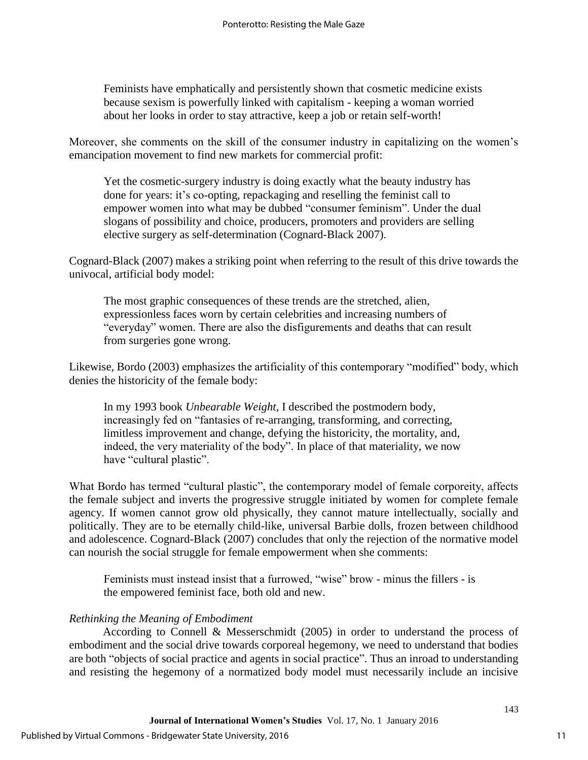> Feminists have emphatically and persistently shown that cosmetic medicine exists because sexism is powerfully linked with capitalism - keeping a woman worried about her looks in order to stay attractive, keep a job or retain self-worth!

Moreover, she comments on the skill of the consumer industry in capitalizing on the women's emancipation movement to find new markets for commercial profit:

> Yet the cosmetic-surgery industry is doing exactly what the beauty industry has done for years: it's co-opting, repackaging and reselling the feminist call to empower women into what may be dubbed "consumer feminism". Under the dual slogans of possibility and choice, producers, promoters and providers are selling elective surgery as self-determination (Cognard-Black 2007).

Cognard-Black (2007) makes a striking point when referring to the result of this drive towards the univocal, artificial body model:

> The most graphic consequences of these trends are the stretched, alien, expressionless faces worn by certain celebrities and increasing numbers of "everyday" women. There are also the disfigurements and deaths that can result from surgeries gone wrong.

Likewise, Bordo (2003) emphasizes the artificiality of this contemporary "modified" body, which denies the historicity of the female body:

> In my 1993 book *Unbearable Weight*, I described the postmodern body, increasingly fed on "fantasies of re-arranging, transforming, and correcting, limitless improvement and change, defying the historicity, the mortality, and, indeed, the very materiality of the body". In place of that materiality, we now have "cultural plastic".

What Bordo has termed "cultural plastic", the contemporary model of female corporeity, affects the female subject and inverts the progressive struggle initiated by women for complete female agency. If women cannot grow old physically, they cannot mature intellectually, socially and politically. They are to be eternally child-like, universal Barbie dolls, frozen between childhood and adolescence. Cognard-Black (2007) concludes that only the rejection of the normative model can nourish the social struggle for female empowerment when she comments:

> Feminists must instead insist that a furrowed, "wise" brow - minus the fillers - is the empowered feminist face, both old and new.

### *Rethinking the Meaning of Embodiment*

According to Connell & Messerschmidt (2005) in order to understand the process of embodiment and the social drive towards corporeal hegemony, we need to understand that bodies are both "objects of social practice and agents in social practice". Thus an inroad to understanding and resisting the hegemony of a normatized body model must necessarily include an incisive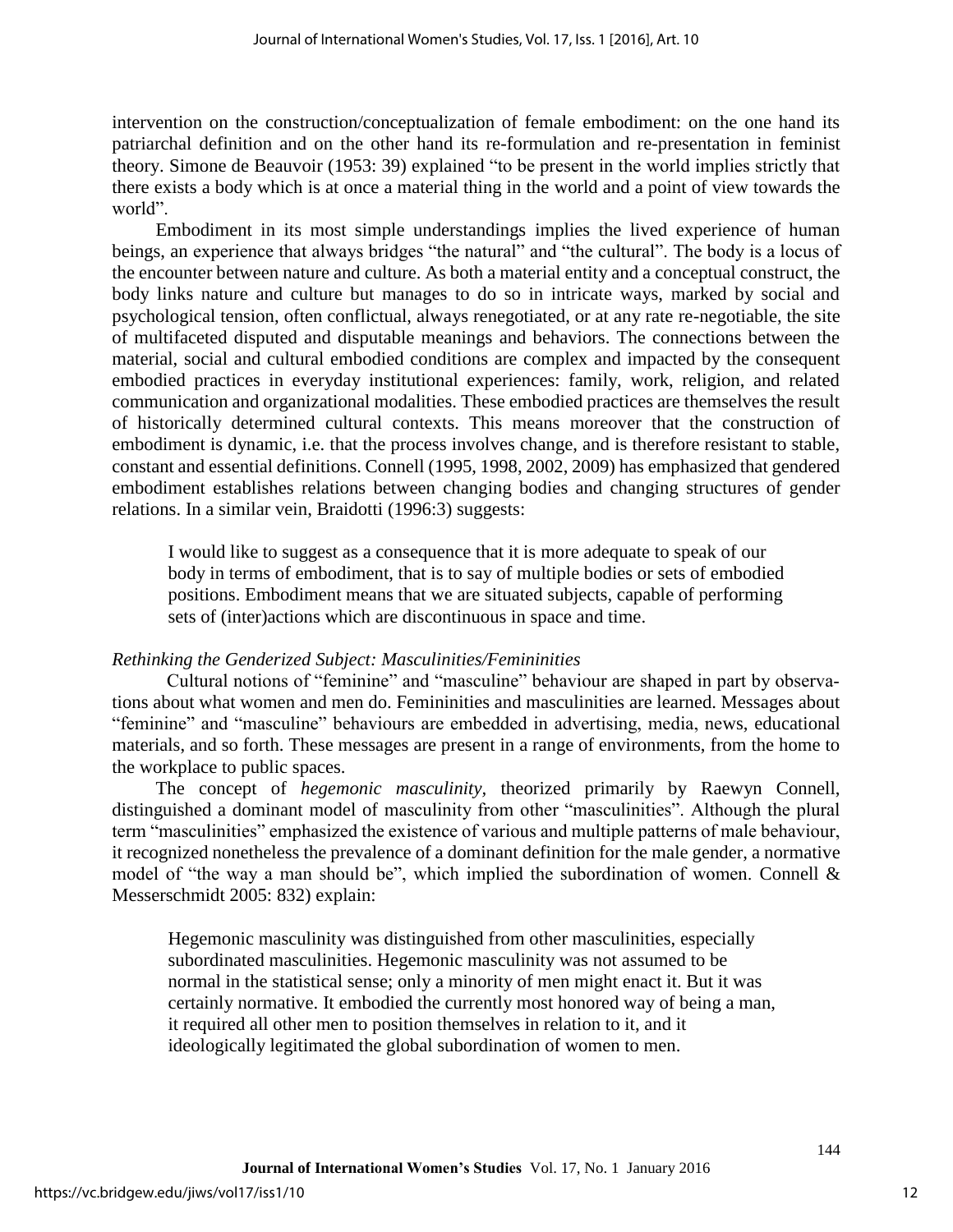intervention on the construction/conceptualization of female embodiment: on the one hand its patriarchal definition and on the other hand its re-formulation and re-presentation in feminist theory. Simone de Beauvoir (1953: 39) explained "to be present in the world implies strictly that there exists a body which is at once a material thing in the world and a point of view towards the world".

Embodiment in its most simple understandings implies the lived experience of human beings, an experience that always bridges "the natural" and "the cultural". The body is a locus of the encounter between nature and culture. As both a material entity and a conceptual construct, the body links nature and culture but manages to do so in intricate ways, marked by social and psychological tension, often conflictual, always renegotiated, or at any rate re-negotiable, the site of multifaceted disputed and disputable meanings and behaviors. The connections between the material, social and cultural embodied conditions are complex and impacted by the consequent embodied practices in everyday institutional experiences: family, work, religion, and related communication and organizational modalities. These embodied practices are themselves the result of historically determined cultural contexts. This means moreover that the construction of embodiment is dynamic, i.e. that the process involves change, and is therefore resistant to stable, constant and essential definitions. Connell (1995, 1998, 2002, 2009) has emphasized that gendered embodiment establishes relations between changing bodies and changing structures of gender relations. In a similar vein, Braidotti (1996:3) suggests:

> I would like to suggest as a consequence that it is more adequate to speak of our body in terms of embodiment, that is to say of multiple bodies or sets of embodied positions. Embodiment means that we are situated subjects, capable of performing sets of (inter)actions which are discontinuous in space and time.

### *Rethinking the Genderized Subject: Masculinities/Femininities*

Cultural notions of "feminine" and "masculine" behaviour are shaped in part by observations about what women and men do. Femininities and masculinities are learned. Messages about "feminine" and "masculine" behaviours are embedded in advertising, media, news, educational materials, and so forth. These messages are present in a range of environments, from the home to the workplace to public spaces.

The concept of *hegemonic masculinity*, theorized primarily by Raewyn Connell, distinguished a dominant model of masculinity from other "masculinities". Although the plural term "masculinities" emphasized the existence of various and multiple patterns of male behaviour, it recognized nonetheless the prevalence of a dominant definition for the male gender, a normative model of "the way a man should be", which implied the subordination of women. Connell & Messerschmidt 2005: 832) explain:

> Hegemonic masculinity was distinguished from other masculinities, especially subordinated masculinities. Hegemonic masculinity was not assumed to be normal in the statistical sense; only a minority of men might enact it. But it was certainly normative. It embodied the currently most honored way of being a man, it required all other men to position themselves in relation to it, and it ideologically legitimated the global subordination of women to men.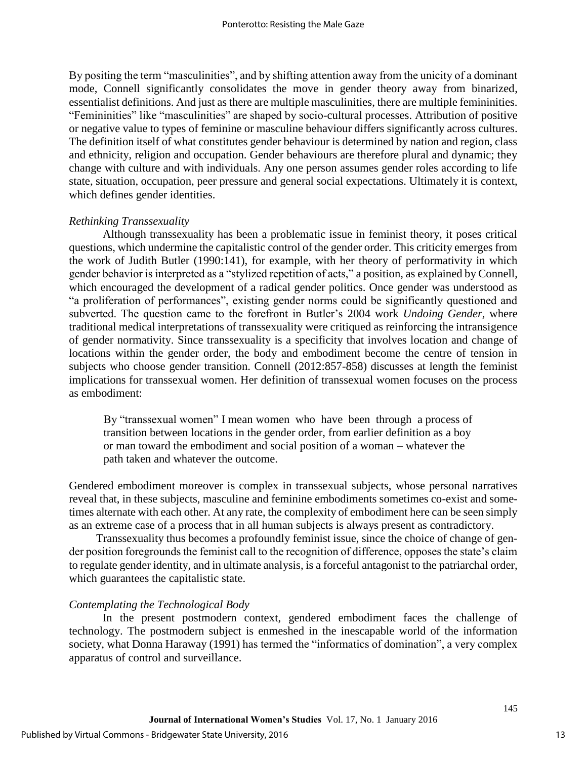By positing the term "masculinities", and by shifting attention away from the unicity of a dominant mode, Connell significantly consolidates the move in gender theory away from binarized, essentialist definitions. And just as there are multiple masculinities, there are multiple femininities. "Femininities" like "masculinities" are shaped by socio-cultural processes. Attribution of positive or negative value to types of feminine or masculine behaviour differs significantly across cultures. The definition itself of what constitutes gender behaviour is determined by nation and region, class and ethnicity, religion and occupation. Gender behaviours are therefore plural and dynamic; they change with culture and with individuals. Any one person assumes gender roles according to life state, situation, occupation, peer pressure and general social expectations. Ultimately it is context, which defines gender identities.

*Rethinking Transsexuality*

Although transsexuality has been a problematic issue in feminist theory, it poses critical questions, which undermine the capitalistic control of the gender order. This criticity emerges from the work of Judith Butler (1990:141), for example, with her theory of performativity in which gender behavior is interpreted as a "stylized repetition of acts," a position, as explained by Connell, which encouraged the development of a radical gender politics. Once gender was understood as "a proliferation of performances", existing gender norms could be significantly questioned and subverted. The question came to the forefront in Butler's 2004 work *Undoing Gender*, where traditional medical interpretations of transsexuality were critiqued as reinforcing the intransigence of gender normativity. Since transsexuality is a specificity that involves location and change of locations within the gender order, the body and embodiment become the centre of tension in subjects who choose gender transition. Connell (2012:857-858) discusses at length the feminist implications for transsexual women. Her definition of transsexual women focuses on the process as embodiment:

> By "transsexual women" I mean women who have been through a process of transition between locations in the gender order, from earlier definition as a boy or man toward the embodiment and social position of a woman – whatever the path taken and whatever the outcome.

Gendered embodiment moreover is complex in transsexual subjects, whose personal narratives reveal that, in these subjects, masculine and feminine embodiments sometimes co-exist and sometimes alternate with each other. At any rate, the complexity of embodiment here can be seen simply as an extreme case of a process that in all human subjects is always present as contradictory.

Transsexuality thus becomes a profoundly feminist issue, since the choice of change of gender position foregrounds the feminist call to the recognition of difference, opposes the state's claim to regulate gender identity, and in ultimate analysis, is a forceful antagonist to the patriarchal order, which guarantees the capitalistic state.

*Contemplating the Technological Body*

In the present postmodern context, gendered embodiment faces the challenge of technology. The postmodern subject is enmeshed in the inescapable world of the information society, what Donna Haraway (1991) has termed the "informatics of domination", a very complex apparatus of control and surveillance.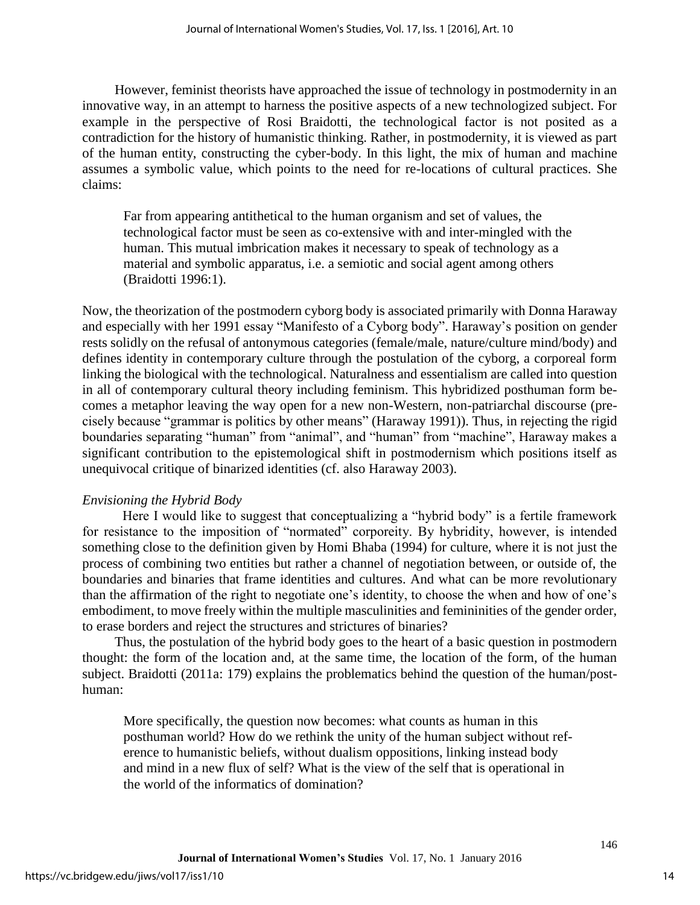However, feminist theorists have approached the issue of technology in postmodernity in an innovative way, in an attempt to harness the positive aspects of a new technologized subject. For example in the perspective of Rosi Braidotti, the technological factor is not posited as a contradiction for the history of humanistic thinking. Rather, in postmodernity, it is viewed as part of the human entity, constructing the cyber-body. In this light, the mix of human and machine assumes a symbolic value, which points to the need for re-locations of cultural practices. She claims:

> Far from appearing antithetical to the human organism and set of values, the technological factor must be seen as co-extensive with and inter-mingled with the human. This mutual imbrication makes it necessary to speak of technology as a material and symbolic apparatus, i.e. a semiotic and social agent among others (Braidotti 1996:1).

Now, the theorization of the postmodern cyborg body is associated primarily with Donna Haraway and especially with her 1991 essay "Manifesto of a Cyborg body". Haraway's position on gender rests solidly on the refusal of antonymous categories (female/male, nature/culture mind/body) and defines identity in contemporary culture through the postulation of the cyborg, a corporeal form linking the biological with the technological. Naturalness and essentialism are called into question in all of contemporary cultural theory including feminism. This hybridized posthuman form becomes a metaphor leaving the way open for a new non-Western, non-patriarchal discourse (precisely because "grammar is politics by other means" (Haraway 1991)). Thus, in rejecting the rigid boundaries separating "human" from "animal", and "human" from "machine", Haraway makes a significant contribution to the epistemological shift in postmodernism which positions itself as unequivocal critique of binarized identities (cf. also Haraway 2003).

*Envisioning the Hybrid Body*

Here I would like to suggest that conceptualizing a "hybrid body" is a fertile framework for resistance to the imposition of "normated" corporeity. By hybridity, however, is intended something close to the definition given by Homi Bhaba (1994) for culture, where it is not just the process of combining two entities but rather a channel of negotiation between, or outside of, the boundaries and binaries that frame identities and cultures. And what can be more revolutionary than the affirmation of the right to negotiate one's identity, to choose the when and how of one's embodiment, to move freely within the multiple masculinities and femininities of the gender order, to erase borders and reject the structures and strictures of binaries?

Thus, the postulation of the hybrid body goes to the heart of a basic question in postmodern thought: the form of the location and, at the same time, the location of the form, of the human subject. Braidotti (2011a: 179) explains the problematics behind the question of the human/posthuman:

> More specifically, the question now becomes: what counts as human in this posthuman world? How do we rethink the unity of the human subject without reference to humanistic beliefs, without dualism oppositions, linking instead body and mind in a new flux of self? What is the view of the self that is operational in the world of the informatics of domination?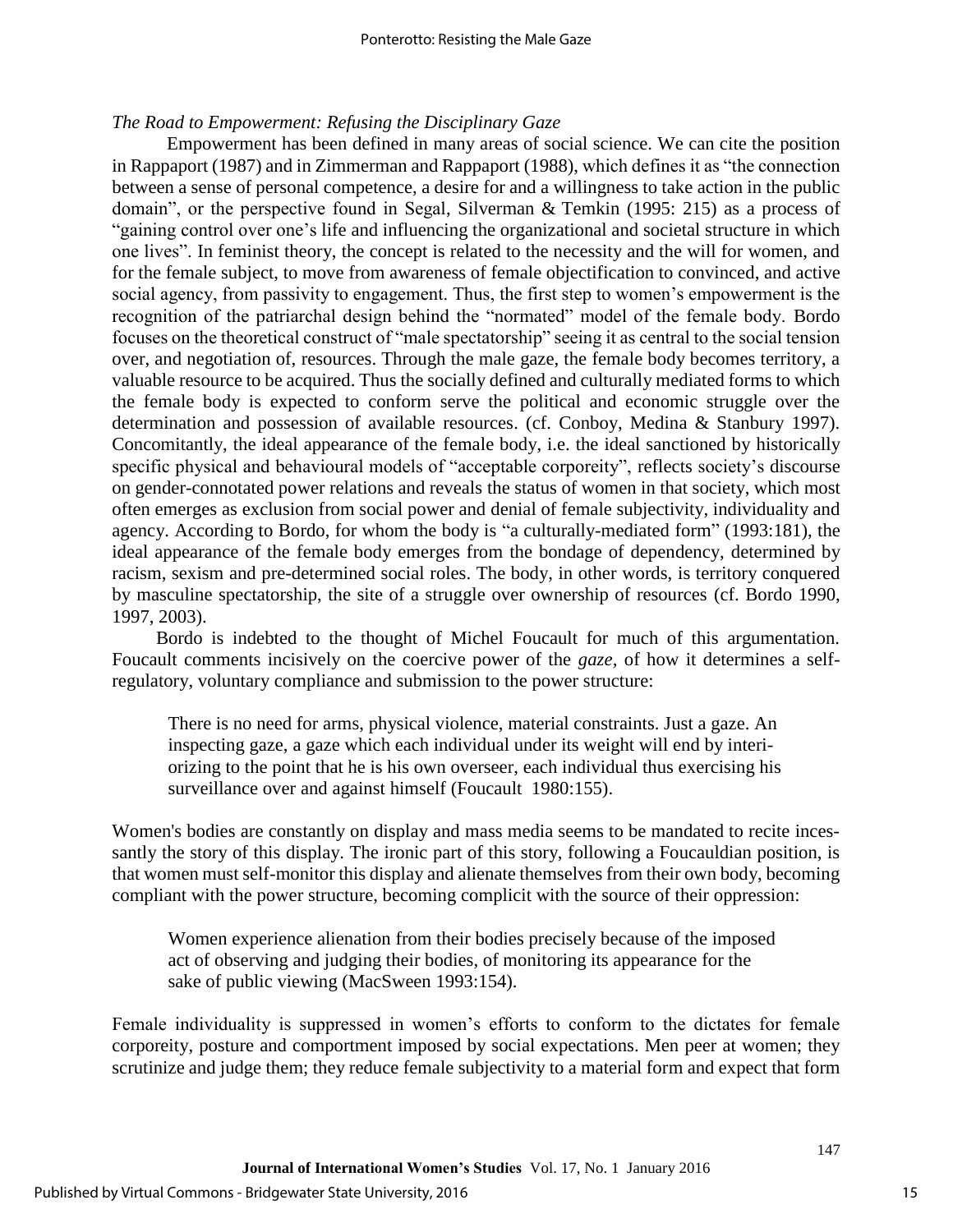*The Road to Empowerment: Refusing the Disciplinary Gaze*

Empowerment has been defined in many areas of social science. We can cite the position in Rappaport (1987) and in Zimmerman and Rappaport (1988), which defines it as "the connection between a sense of personal competence, a desire for and a willingness to take action in the public domain", or the perspective found in Segal, Silverman & Temkin (1995: 215) as a process of "gaining control over one's life and influencing the organizational and societal structure in which one lives". In feminist theory, the concept is related to the necessity and the will for women, and for the female subject, to move from awareness of female objectification to convinced, and active social agency, from passivity to engagement. Thus, the first step to women's empowerment is the recognition of the patriarchal design behind the "normated" model of the female body. Bordo focuses on the theoretical construct of "male spectatorship" seeing it as central to the social tension over, and negotiation of, resources. Through the male gaze, the female body becomes territory, a valuable resource to be acquired. Thus the socially defined and culturally mediated forms to which the female body is expected to conform serve the political and economic struggle over the determination and possession of available resources. (cf. Conboy, Medina & Stanbury 1997). Concomitantly, the ideal appearance of the female body, i.e. the ideal sanctioned by historically specific physical and behavioural models of "acceptable corporeity", reflects society's discourse on gender-connotated power relations and reveals the status of women in that society, which most often emerges as exclusion from social power and denial of female subjectivity, individuality and agency. According to Bordo, for whom the body is "a culturally-mediated form" (1993:181), the ideal appearance of the female body emerges from the bondage of dependency, determined by racism, sexism and pre-determined social roles. The body, in other words, is territory conquered by masculine spectatorship, the site of a struggle over ownership of resources (cf. Bordo 1990, 1997, 2003).

Bordo is indebted to the thought of Michel Foucault for much of this argumentation. Foucault comments incisively on the coercive power of the *gaze*, of how it determines a self-regulatory, voluntary compliance and submission to the power structure:

> There is no need for arms, physical violence, material constraints. Just a gaze. An inspecting gaze, a gaze which each individual under its weight will end by interiorizing to the point that he is his own overseer, each individual thus exercising his surveillance over and against himself (Foucault 1980:155).

Women's bodies are constantly on display and mass media seems to be mandated to recite incessantly the story of this display. The ironic part of this story, following a Foucauldian position, is that women must self-monitor this display and alienate themselves from their own body, becoming compliant with the power structure, becoming complicit with the source of their oppression:

> Women experience alienation from their bodies precisely because of the imposed act of observing and judging their bodies, of monitoring its appearance for the sake of public viewing (MacSween 1993:154).

Female individuality is suppressed in women's efforts to conform to the dictates for female corporeity, posture and comportment imposed by social expectations. Men peer at women; they scrutinize and judge them; they reduce female subjectivity to a material form and expect that form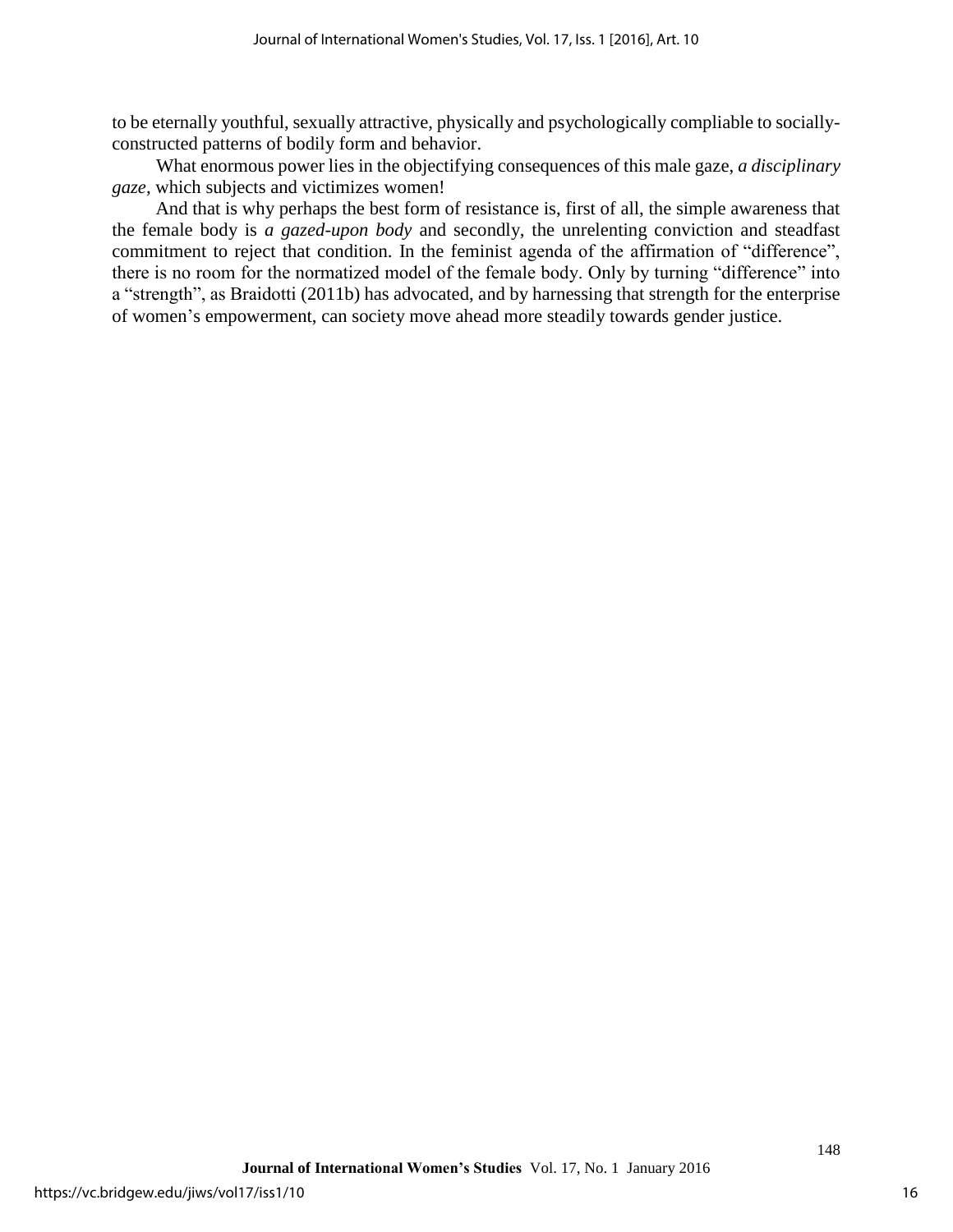to be eternally youthful, sexually attractive, physically and psychologically compliable to socially-constructed patterns of bodily form and behavior.

What enormous power lies in the objectifying consequences of this male gaze, *a disciplinary gaze*, which subjects and victimizes women!

And that is why perhaps the best form of resistance is, first of all, the simple awareness that the female body is *a gazed-upon body* and secondly, the unrelenting conviction and steadfast commitment to reject that condition. In the feminist agenda of the affirmation of "difference", there is no room for the normatized model of the female body. Only by turning "difference" into a "strength", as Braidotti (2011b) has advocated, and by harnessing that strength for the enterprise of women's empowerment, can society move ahead more steadily towards gender justice.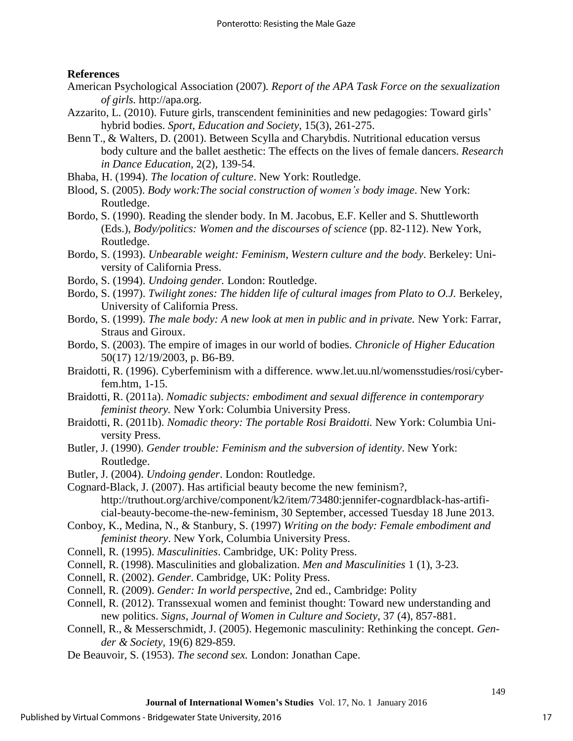**References**

American Psychological Association (2007). *Report of the APA Task Force on the sexualization of girls.* http://apa.org.

Azzarito, L. (2010). Future girls, transcendent femininities and new pedagogies: Toward girls' hybrid bodies. *Sport, Education and Society*, 15(3), 261-275.

Benn T., & Walters, D. (2001). Between Scylla and Charybdis. Nutritional education versus body culture and the ballet aesthetic: The effects on the lives of female dancers. *Research in Dance Education*, 2(2), 139-54.

Bhaba, H. (1994). *The location of culture*. New York: Routledge.

Blood, S. (2005). *Body work:The social construction of women's body image*. New York: Routledge.

Bordo, S. (1990). Reading the slender body. In M. Jacobus, E.F. Keller and S. Shuttleworth (Eds.), *Body/politics: Women and the discourses of science* (pp. 82-112). New York, Routledge.

Bordo, S. (1993). *Unbearable weight: Feminism, Western culture and the body*. Berkeley: University of California Press.

Bordo, S. (1994). *Undoing gender.* London: Routledge.

Bordo, S. (1997). *Twilight zones: The hidden life of cultural images from Plato to O.J.* Berkeley, University of California Press.

Bordo, S. (1999). *The male body: A new look at men in public and in private.* New York: Farrar, Straus and Giroux.

Bordo, S. (2003). The empire of images in our world of bodies. *Chronicle of Higher Education* 50(17) 12/19/2003, p. B6-B9.

Braidotti, R. (1996). Cyberfeminism with a difference. www.let.uu.nl/womensstudies/rosi/cyberfem.htm, 1-15.

Braidotti, R. (2011a). *Nomadic subjects: embodiment and sexual difference in contemporary feminist theory.* New York: Columbia University Press.

Braidotti, R. (2011b). *Nomadic theory: The portable Rosi Braidotti.* New York: Columbia University Press.

Butler, J. (1990). *Gender trouble: Feminism and the subversion of identity*. New York: Routledge.

Butler, J. (2004). *Undoing gender*. London: Routledge.

Cognard-Black, J. (2007). Has artificial beauty become the new feminism?, http://truthout.org/archive/component/k2/item/73480:jennifer-cognardblack-has-artificial-beauty-become-the-new-feminism, 30 September, accessed Tuesday 18 June 2013.

Conboy, K., Medina, N., & Stanbury, S. (1997) *Writing on the body: Female embodiment and feminist theory*. New York, Columbia University Press.

Connell, R. (1995). *Masculinities*. Cambridge, UK: Polity Press.

Connell, R. (1998). Masculinities and globalization. *Men and Masculinities* 1 (1), 3-23.

Connell, R. (2002). *Gender*. Cambridge, UK: Polity Press.

Connell, R. (2009). *Gender: In world perspective*, 2nd ed., Cambridge: Polity

Connell, R. (2012). Transsexual women and feminist thought: Toward new understanding and new politics. *Signs*, *Journal of Women in Culture and Society*, 37 (4), 857-881.

Connell, R., & Messerschmidt, J. (2005). Hegemonic masculinity: Rethinking the concept. *Gender & Society*, 19(6) 829-859.

De Beauvoir, S. (1953). *The second sex.* London: Jonathan Cape.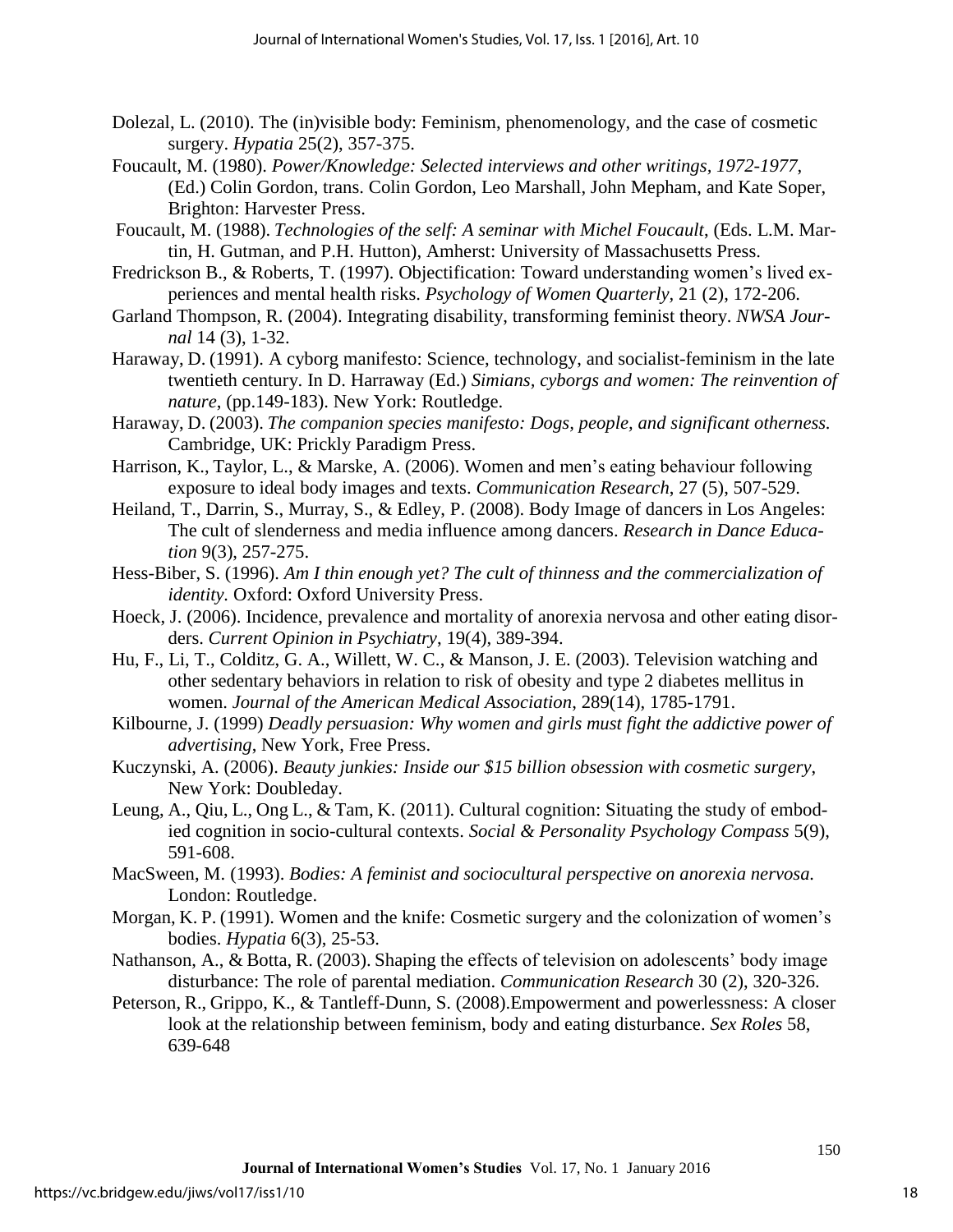Dolezal, L. (2010). The (in)visible body: Feminism, phenomenology, and the case of cosmetic surgery. *Hypatia* 25(2), 357-375.

Foucault, M. (1980). *Power/Knowledge: Selected interviews and other writings, 1972-1977*, (Ed.) Colin Gordon, trans. Colin Gordon, Leo Marshall, John Mepham, and Kate Soper, Brighton: Harvester Press.

Foucault, M. (1988). *Technologies of the self: A seminar with Michel Foucault*, (Eds. L.M. Martin, H. Gutman, and P.H. Hutton), Amherst: University of Massachusetts Press.

Fredrickson B., & Roberts, T. (1997). Objectification: Toward understanding women's lived experiences and mental health risks. *Psychology of Women Quarterly*, 21 (2), 172-206.

Garland Thompson, R. (2004). Integrating disability, transforming feminist theory. *NWSA Journal* 14 (3), 1-32.

Haraway, D. (1991). A cyborg manifesto: Science, technology, and socialist-feminism in the late twentieth century. In D. Harraway (Ed.) *Simians, cyborgs and women: The reinvention of nature*, (pp.149-183). New York: Routledge.

Haraway, D. (2003). *The companion species manifesto: Dogs, people, and significant otherness.* Cambridge, UK: Prickly Paradigm Press.

Harrison, K., Taylor, L., & Marske, A. (2006). Women and men's eating behaviour following exposure to ideal body images and texts. *Communication Research*, 27 (5), 507-529.

Heiland, T., Darrin, S., Murray, S., & Edley, P. (2008). Body Image of dancers in Los Angeles: The cult of slenderness and media influence among dancers. *Research in Dance Education* 9(3), 257-275.

Hess-Biber, S. (1996). *Am I thin enough yet? The cult of thinness and the commercialization of identity*. Oxford: Oxford University Press.

Hoeck, J. (2006). Incidence, prevalence and mortality of anorexia nervosa and other eating disorders. *Current Opinion in Psychiatry*, 19(4), 389-394.

Hu, F., Li, T., Colditz, G. A., Willett, W. C., & Manson, J. E. (2003). Television watching and other sedentary behaviors in relation to risk of obesity and type 2 diabetes mellitus in women. *Journal of the American Medical Association*, 289(14), 1785-1791.

Kilbourne, J. (1999) *Deadly persuasion: Why women and girls must fight the addictive power of advertising*, New York, Free Press.

Kuczynski, A. (2006). *Beauty junkies: Inside our $15 billion obsession with cosmetic surgery*, New York: Doubleday.

Leung, A., Qiu, L., Ong L., & Tam, K. (2011). Cultural cognition: Situating the study of embodied cognition in socio-cultural contexts. *Social & Personality Psychology Compass* 5(9), 591-608.

MacSween, M. (1993). *Bodies: A feminist and sociocultural perspective on anorexia nervosa.* London: Routledge.

Morgan, K. P. (1991). Women and the knife: Cosmetic surgery and the colonization of women's bodies. *Hypatia* 6(3), 25-53.

Nathanson, A., & Botta, R. (2003). Shaping the effects of television on adolescents' body image disturbance: The role of parental mediation. *Communication Research* 30 (2), 320-326.

Peterson, R., Grippo, K., & Tantleff-Dunn, S. (2008).Empowerment and powerlessness: A closer look at the relationship between feminism, body and eating disturbance. *Sex Roles* 58, 639-648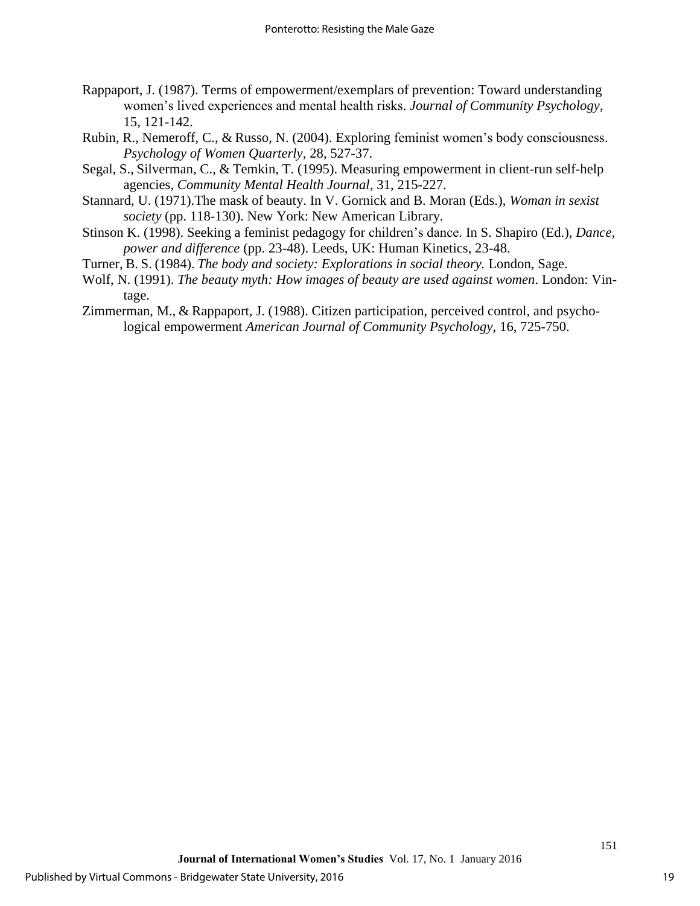Rappaport, J. (1987). Terms of empowerment/exemplars of prevention: Toward understanding women's lived experiences and mental health risks. *Journal of Community Psychology*, 15, 121-142.

Rubin, R., Nemeroff, C., & Russo, N. (2004). Exploring feminist women's body consciousness. *Psychology of Women Quarterly*, 28, 527-37.

Segal, S., Silverman, C., & Temkin, T. (1995). Measuring empowerment in client-run self-help agencies, *Community Mental Health Journal*, 31, 215-227.

Stannard, U. (1971).The mask of beauty. In V. Gornick and B. Moran (Eds.), *Woman in sexist society* (pp. 118-130). New York: New American Library.

Stinson K. (1998). Seeking a feminist pedagogy for children's dance. In S. Shapiro (Ed.), *Dance, power and difference* (pp. 23-48). Leeds, UK: Human Kinetics, 23-48.

Turner, B. S. (1984). *The body and society: Explorations in social theory.* London, Sage.

Wolf, N. (1991). *The beauty myth: How images of beauty are used against women*. London: Vintage.

Zimmerman, M., & Rappaport, J. (1988). Citizen participation, perceived control, and psychological empowerment *American Journal of Community Psychology,* 16, 725-750.